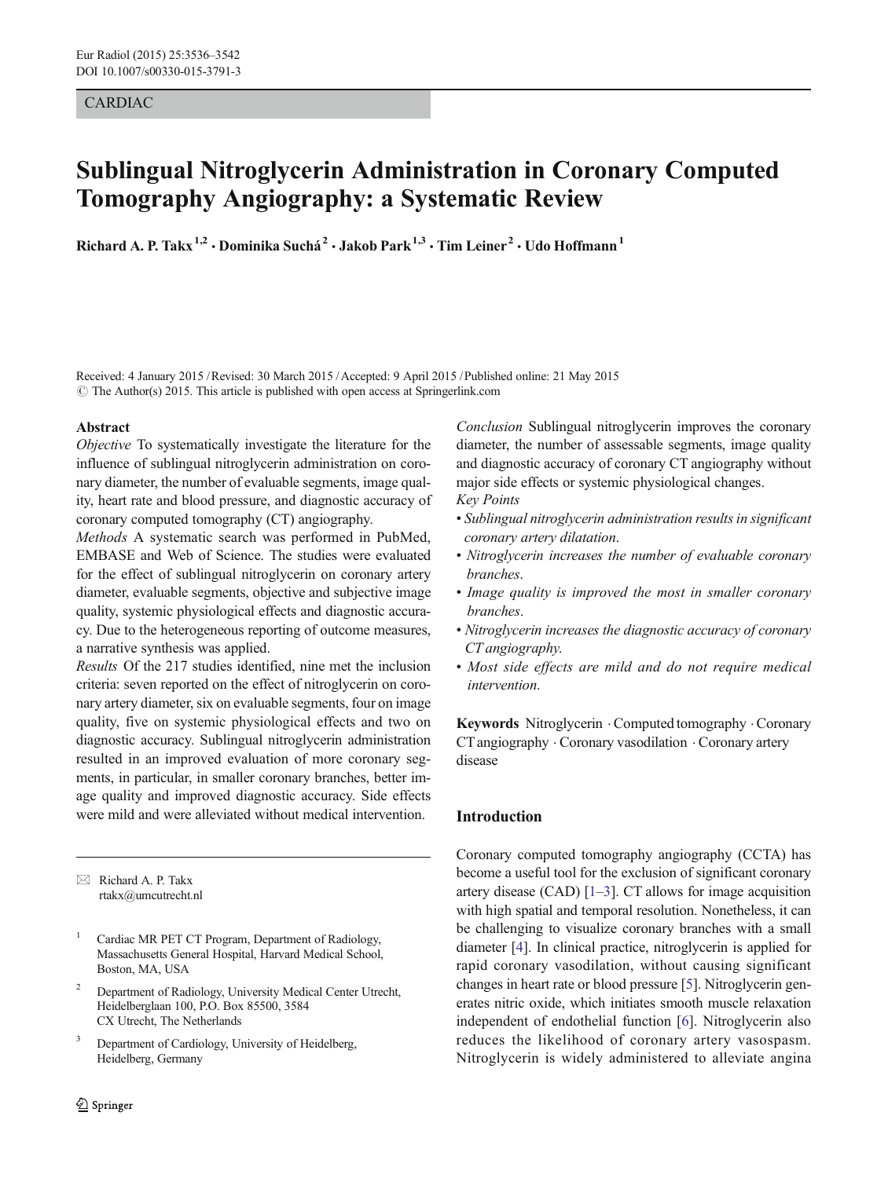CARDIAC

# Sublingual Nitroglycerin Administration in Coronary Computed Tomography Angiography: a Systematic Review

**Richard A. P. Takx[1,2] · Dominika Suchá[2] · Jakob Park[1,3] · Tim Leiner[2] · Udo Hoffmann[1]**

Received: 4 January 2015 / Revised: 30 March 2015 / Accepted: 9 April 2015 / Published online: 21 May 2015
© The Author(s) 2015. This article is published with open access at Springerlink.com

## Abstract

*Objective* To systematically investigate the literature for the influence of sublingual nitroglycerin administration on coronary diameter, the number of evaluable segments, image quality, heart rate and blood pressure, and diagnostic accuracy of coronary computed tomography (CT) angiography.

*Methods* A systematic search was performed in PubMed, EMBASE and Web of Science. The studies were evaluated for the effect of sublingual nitroglycerin on coronary artery diameter, evaluable segments, objective and subjective image quality, systemic physiological effects and diagnostic accuracy. Due to the heterogeneous reporting of outcome measures, a narrative synthesis was applied.

*Results* Of the 217 studies identified, nine met the inclusion criteria: seven reported on the effect of nitroglycerin on coronary artery diameter, six on evaluable segments, four on image quality, five on systemic physiological effects and two on diagnostic accuracy. Sublingual nitroglycerin administration resulted in an improved evaluation of more coronary segments, in particular, in smaller coronary branches, better image quality and improved diagnostic accuracy. Side effects were mild and were alleviated without medical intervention.

*Conclusion* Sublingual nitroglycerin improves the coronary diameter, the number of assessable segments, image quality and diagnostic accuracy of coronary CT angiography without major side effects or systemic physiological changes.

*Key Points*

- *Sublingual nitroglycerin administration results in significant coronary artery dilatation.*
- *Nitroglycerin increases the number of evaluable coronary branches.*
- *Image quality is improved the most in smaller coronary branches.*
- *Nitroglycerin increases the diagnostic accuracy of coronary CT angiography.*
- *Most side effects are mild and do not require medical intervention.*

**Keywords** Nitroglycerin · Computed tomography · Coronary CT angiography · Coronary vasodilation · Coronary artery disease

✉ Richard A. P. Takx
rtakx@umcutrecht.nl

1 Cardiac MR PET CT Program, Department of Radiology, Massachusetts General Hospital, Harvard Medical School, Boston, MA, USA

2 Department of Radiology, University Medical Center Utrecht, Heidelberglaan 100, P.O. Box 85500, 3584 CX Utrecht, The Netherlands

3 Department of Cardiology, University of Heidelberg, Heidelberg, Germany

## Introduction

Coronary computed tomography angiography (CCTA) has become a useful tool for the exclusion of significant coronary artery disease (CAD) [1–3]. CT allows for image acquisition with high spatial and temporal resolution. Nonetheless, it can be challenging to visualize coronary branches with a small diameter [4]. In clinical practice, nitroglycerin is applied for rapid coronary vasodilation, without causing significant changes in heart rate or blood pressure [5]. Nitroglycerin generates nitric oxide, which initiates smooth muscle relaxation independent of endothelial function [6]. Nitroglycerin also reduces the likelihood of coronary artery vasospasm. Nitroglycerin is widely administered to alleviate angina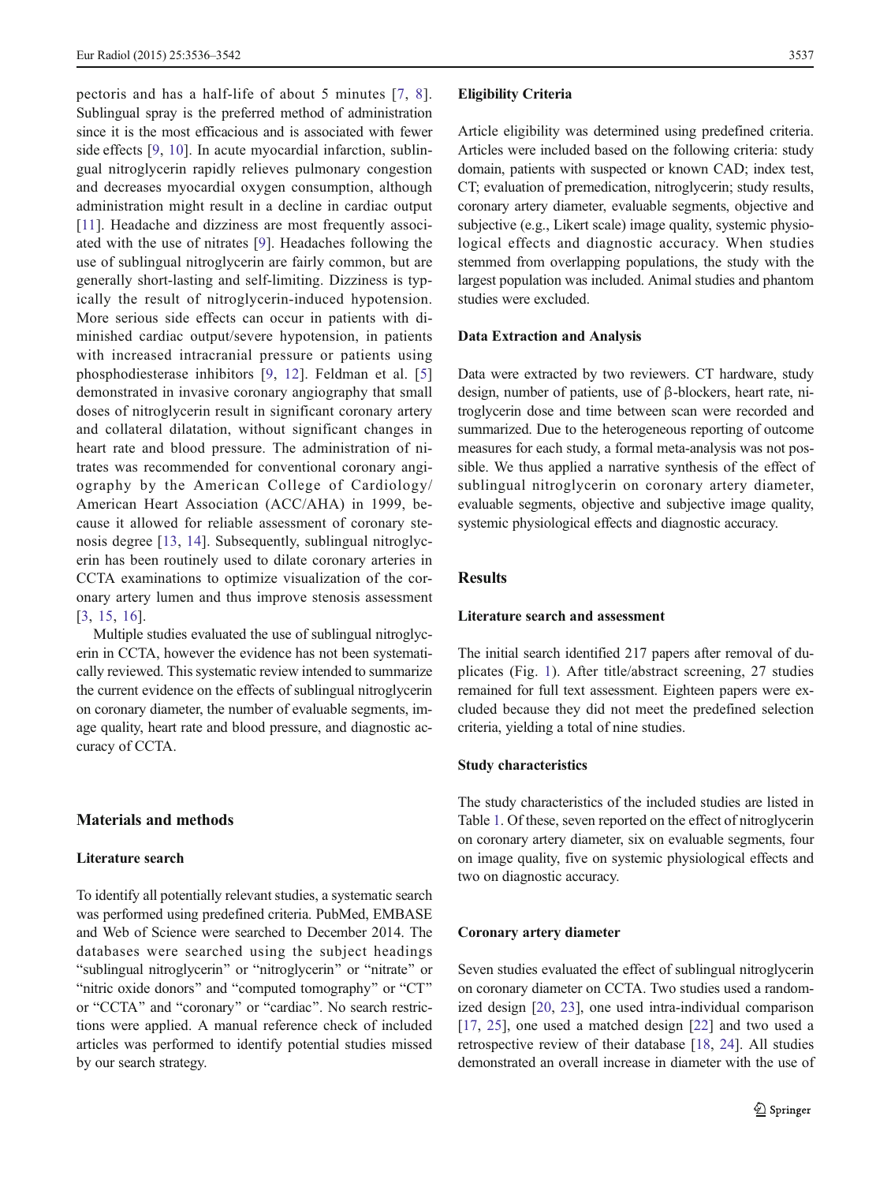pectoris and has a half-life of about 5 minutes [7, 8]. Sublingual spray is the preferred method of administration since it is the most efficacious and is associated with fewer side effects [9, 10]. In acute myocardial infarction, sublingual nitroglycerin rapidly relieves pulmonary congestion and decreases myocardial oxygen consumption, although administration might result in a decline in cardiac output [11]. Headache and dizziness are most frequently associated with the use of nitrates [9]. Headaches following the use of sublingual nitroglycerin are fairly common, but are generally short-lasting and self-limiting. Dizziness is typically the result of nitroglycerin-induced hypotension. More serious side effects can occur in patients with diminished cardiac output/severe hypotension, in patients with increased intracranial pressure or patients using phosphodiesterase inhibitors [9, 12]. Feldman et al. [5] demonstrated in invasive coronary angiography that small doses of nitroglycerin result in significant coronary artery and collateral dilatation, without significant changes in heart rate and blood pressure. The administration of nitrates was recommended for conventional coronary angiography by the American College of Cardiology/American Heart Association (ACC/AHA) in 1999, because it allowed for reliable assessment of coronary stenosis degree [13, 14]. Subsequently, sublingual nitroglycerin has been routinely used to dilate coronary arteries in CCTA examinations to optimize visualization of the coronary artery lumen and thus improve stenosis assessment [3, 15, 16].

Multiple studies evaluated the use of sublingual nitroglycerin in CCTA, however the evidence has not been systematically reviewed. This systematic review intended to summarize the current evidence on the effects of sublingual nitroglycerin on coronary diameter, the number of evaluable segments, image quality, heart rate and blood pressure, and diagnostic accuracy of CCTA.

## Materials and methods

### Literature search

To identify all potentially relevant studies, a systematic search was performed using predefined criteria. PubMed, EMBASE and Web of Science were searched to December 2014. The databases were searched using the subject headings "sublingual nitroglycerin" or "nitroglycerin" or "nitrate" or "nitric oxide donors" and "computed tomography" or "CT" or "CCTA" and "coronary" or "cardiac". No search restrictions were applied. A manual reference check of included articles was performed to identify potential studies missed by our search strategy.

### Eligibility Criteria

Article eligibility was determined using predefined criteria. Articles were included based on the following criteria: study domain, patients with suspected or known CAD; index test, CT; evaluation of premedication, nitroglycerin; study results, coronary artery diameter, evaluable segments, objective and subjective (e.g., Likert scale) image quality, systemic physiological effects and diagnostic accuracy. When studies stemmed from overlapping populations, the study with the largest population was included. Animal studies and phantom studies were excluded.

### Data Extraction and Analysis

Data were extracted by two reviewers. CT hardware, study design, number of patients, use of β-blockers, heart rate, nitroglycerin dose and time between scan were recorded and summarized. Due to the heterogeneous reporting of outcome measures for each study, a formal meta-analysis was not possible. We thus applied a narrative synthesis of the effect of sublingual nitroglycerin on coronary artery diameter, evaluable segments, objective and subjective image quality, systemic physiological effects and diagnostic accuracy.

## Results

### Literature search and assessment

The initial search identified 217 papers after removal of duplicates (Fig. 1). After title/abstract screening, 27 studies remained for full text assessment. Eighteen papers were excluded because they did not meet the predefined selection criteria, yielding a total of nine studies.

### Study characteristics

The study characteristics of the included studies are listed in Table 1. Of these, seven reported on the effect of nitroglycerin on coronary artery diameter, six on evaluable segments, four on image quality, five on systemic physiological effects and two on diagnostic accuracy.

### Coronary artery diameter

Seven studies evaluated the effect of sublingual nitroglycerin on coronary diameter on CCTA. Two studies used a randomized design [20, 23], one used intra-individual comparison [17, 25], one used a matched design [22] and two used a retrospective review of their database [18, 24]. All studies demonstrated an overall increase in diameter with the use of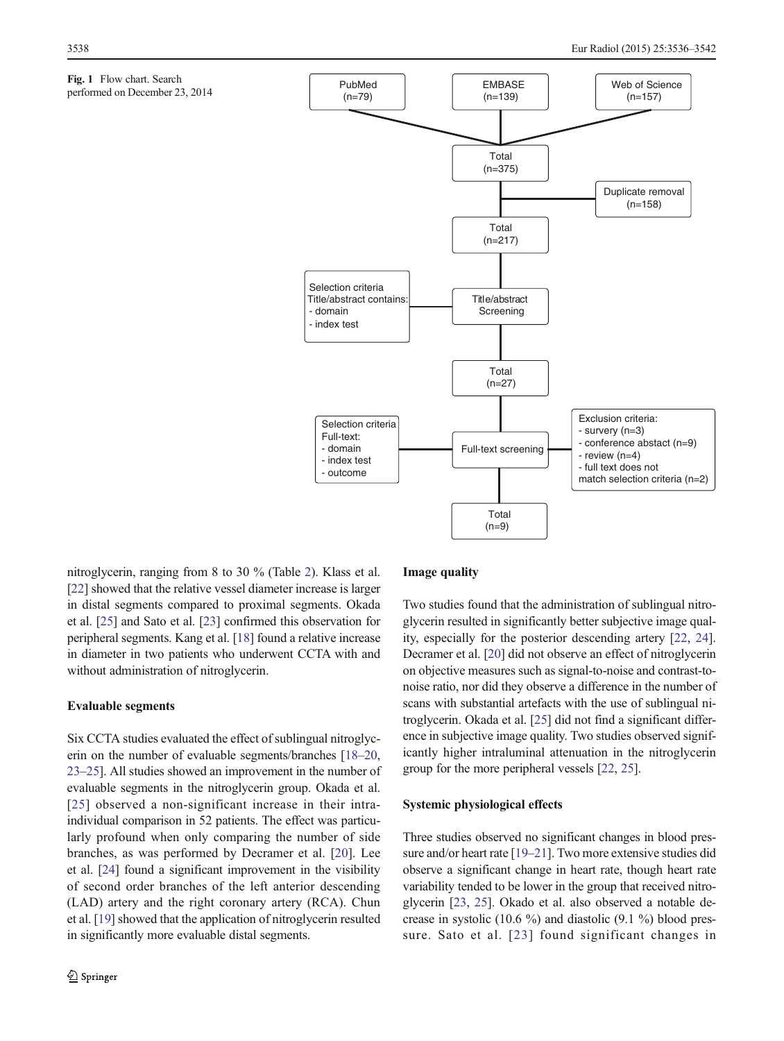**Fig. 1** Flow chart. Search performed on December 23, 2014

PubMed (n=79) | EMBASE (n=139) | Web of Science (n=157)

Total (n=375)

Duplicate removal (n=158)

Total (n=217)

Selection criteria Title/abstract contains:
- domain
- index test

Title/abstract Screening

Total (n=27)

Selection criteria Full-text:
- domain
- index test
- outcome

Full-text screening

Exclusion criteria:
- survery (n=3)
- conference abstact (n=9)
- review (n=4)
- full text does not match selection criteria (n=2)

Total (n=9)

nitroglycerin, ranging from 8 to 30 % (Table 2). Klass et al. [22] showed that the relative vessel diameter increase is larger in distal segments compared to proximal segments. Okada et al. [25] and Sato et al. [23] confirmed this observation for peripheral segments. Kang et al. [18] found a relative increase in diameter in two patients who underwent CCTA with and without administration of nitroglycerin.

### Evaluable segments

Six CCTA studies evaluated the effect of sublingual nitroglycerin on the number of evaluable segments/branches [18–20, 23–25]. All studies showed an improvement in the number of evaluable segments in the nitroglycerin group. Okada et al. [25] observed a non-significant increase in their intra-individual comparison in 52 patients. The effect was particularly profound when only comparing the number of side branches, as was performed by Decramer et al. [20]. Lee et al. [24] found a significant improvement in the visibility of second order branches of the left anterior descending (LAD) artery and the right coronary artery (RCA). Chun et al. [19] showed that the application of nitroglycerin resulted in significantly more evaluable distal segments.

### Image quality

Two studies found that the administration of sublingual nitroglycerin resulted in significantly better subjective image quality, especially for the posterior descending artery [22, 24]. Decramer et al. [20] did not observe an effect of nitroglycerin on objective measures such as signal-to-noise and contrast-to-noise ratio, nor did they observe a difference in the number of scans with substantial artefacts with the use of sublingual nitroglycerin. Okada et al. [25] did not find a significant difference in subjective image quality. Two studies observed significantly higher intraluminal attenuation in the nitroglycerin group for the more peripheral vessels [22, 25].

### Systemic physiological effects

Three studies observed no significant changes in blood pressure and/or heart rate [19–21]. Two more extensive studies did observe a significant change in heart rate, though heart rate variability tended to be lower in the group that received nitroglycerin [23, 25]. Okado et al. also observed a notable decrease in systolic (10.6 %) and diastolic (9.1 %) blood pressure. Sato et al. [23] found significant changes in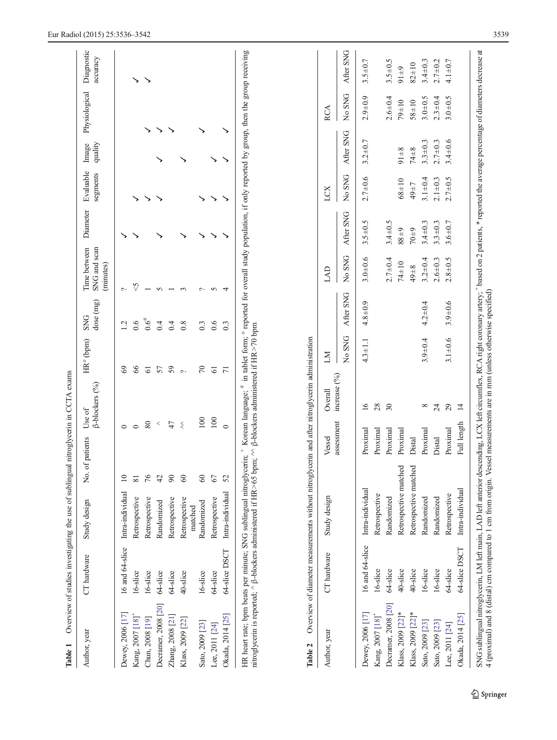**Table 1** Overview of studies investigating the use of sublingual nitroglycerin in CCTA exams

| Author, year | CT hardware | Study design | No. of patients | Use of β-blockers (%) | HR° (bpm) | SNG dose (mg) | Time between SNG and scan (minutes) | Diameter | Evaluable segments | Image quality | Physiological | Diagnostic accuracy |
|---|---|---|---|---|---|---|---|---|---|---|---|---|
| Dewey, 2006 [17] | 16 and 64-slice | Intra-individual | 10 | 0 | 69 | 1.2 | ? | ✓ | | | | |
| Kang, 2007 [18]+ | 16-slice | Retrospective | 81 | 0 | 66 | 0.6 | <5 | ✓ | ✓ | | | ✓ |
| Chun, 2008 [19] | 16-slice | Retrospective | 76 | 80 | 61 | 0.6# | 1 | | ✓ | | ✓ | ✓ |
| Decramer, 2008 [20] | 64-slice | Randomized | 42 | ^ | 57 | 0.4 | 5 | ✓ | ✓ | ✓ | ✓ | |
| Zhang, 2008 [21] | 64-slice | Retrospective | 90 | 47 | 59 | 0.4 | 1 | | | | ✓ | |
| Klass, 2009 [22] | 40-slice | Retrospective matched | 60 | ^^ | ? | 0.8 | 3 | ✓ | | ✓ | | |
| Sato, 2009 [23] | 16-slice | Randomized | 60 | 100 | 70 | 0.3 | ? | ✓ | ✓ | | ✓ | |
| Lee, 2011 [24] | 64-slice | Retrospective | 67 | 100 | 61 | 0.6 | 5 | ✓ | ✓ | ✓ | | |
| Okada, 2014 [25] | 64-slice DSCT | Intra-individual | 52 | 0 | 71 | 0.3 | 4 | ✓ | ✓ | ✓ | ✓ | |

HR heart rate; bpm beats per minute; SNG sublingual nitroglycerin; + Korean language; # in tablet form; ° reported for overall study population, if only reported by group, then the group receiving nitroglycerin is reported; ^ β-blockers administered if HR>65 bpm; ^^ β-blockers administered if HR>70 bpm

**Table 2** Overview of diameter measurements without nitroglycerin and after nitroglycerin administration

| Author, year | CT hardware | Study design | Vessel assessment | Overall increase (%) | LM | | LAD | | LCX | | RCA | |
|---|---|---|---|---|---|---|---|---|---|---|---|---|
| | | | | | No SNG | After SNG | No SNG | After SNG | No SNG | After SNG | No SNG | After SNG |
| Dewey, 2006 [17] | 16 and 64-slice | Intra-individual | Proximal | 16 | 4.3±1.1 | 4.8±0.9 | 3.0±0.6 | 3.5±0.5 | 2.7±0.6 | 3.2±0.7 | 2.9±0.9 | 3.5±0.7 |
| Kang, 2007 [18]+ | 16-slice | Retrospective | Proximal | 28 | | | | | | | | |
| Decramer, 2008 [20] | 64-slice | Randomized | Proximal | 30 | | | 2.7±0.4 | 3.4±0.5 | | | 2.6±0.4 | 3.5±0.5 |
| Klass, 2009 [22]* | 40-slice | Retrospective matched | Proximal | | | | 74±10 | 88±9 | 68±10 | 91±8 | 79±10 | 91±9 |
| Klass, 2009 [22]* | 40-slice | Retrospective matched | Distal | | | | 49±8 | 70±9 | 49±7 | 74±8 | 58±10 | 82±10 |
| Sato, 2009 [23] | 16-slice | Randomized | Proximal | 8 | 3.9±0.4 | 4.2±0.4 | 3.2±0.4 | 3.4±0.3 | 3.1±0.4 | 3.3±0.3 | 3.0±0.5 | 3.4±0.3 |
| Sato, 2009 [23] | 16-slice | Randomized | Distal | 24 | | | 2.6±0.3 | 3.3±0.3 | 2.1±0.3 | 2.7±0.3 | 2.3±0.4 | 2.7±0.2 |
| Lee, 2011 [24] | 64-slice | Retrospective | Proximal | 29 | 3.1±0.6 | 3.9±0.6 | 2.8±0.5 | 3.6±0.7 | 2.7±0.5 | 3.4±0.6 | 3.0±0.5 | 4.1±0.7 |
| Okada, 2014 [25] | 64-slice DSCT | Intra-individual | Full length | 14 | | | | | | | | |

SNG sublingual nitroglycerin, LM left main, LAD left anterior descending, LCX left circumflex, RCA right coronary artery; + based on 2 patients, * reported the average percentage of diameters decrease at 4 (proximal) and 8 (distal) cm compared to 1 cm from origin. Vessel measurements are in mm (unless otherwise specified)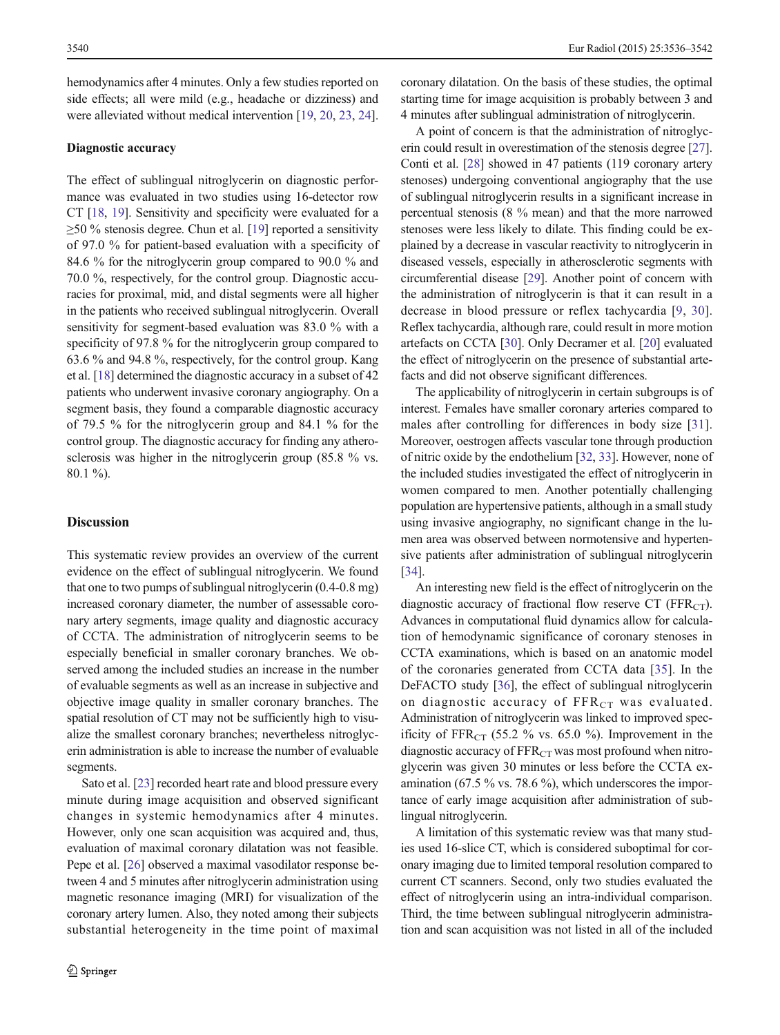hemodynamics after 4 minutes. Only a few studies reported on side effects; all were mild (e.g., headache or dizziness) and were alleviated without medical intervention [19, 20, 23, 24].

### Diagnostic accuracy

The effect of sublingual nitroglycerin on diagnostic performance was evaluated in two studies using 16-detector row CT [18, 19]. Sensitivity and specificity were evaluated for a ≥50 % stenosis degree. Chun et al. [19] reported a sensitivity of 97.0 % for patient-based evaluation with a specificity of 84.6 % for the nitroglycerin group compared to 90.0 % and 70.0 %, respectively, for the control group. Diagnostic accuracies for proximal, mid, and distal segments were all higher in the patients who received sublingual nitroglycerin. Overall sensitivity for segment-based evaluation was 83.0 % with a specificity of 97.8 % for the nitroglycerin group compared to 63.6 % and 94.8 %, respectively, for the control group. Kang et al. [18] determined the diagnostic accuracy in a subset of 42 patients who underwent invasive coronary angiography. On a segment basis, they found a comparable diagnostic accuracy of 79.5 % for the nitroglycerin group and 84.1 % for the control group. The diagnostic accuracy for finding any atherosclerosis was higher in the nitroglycerin group (85.8 % vs. 80.1 %).

## Discussion

This systematic review provides an overview of the current evidence on the effect of sublingual nitroglycerin. We found that one to two pumps of sublingual nitroglycerin (0.4-0.8 mg) increased coronary diameter, the number of assessable coronary artery segments, image quality and diagnostic accuracy of CCTA. The administration of nitroglycerin seems to be especially beneficial in smaller coronary branches. We observed among the included studies an increase in the number of evaluable segments as well as an increase in subjective and objective image quality in smaller coronary branches. The spatial resolution of CT may not be sufficiently high to visualize the smallest coronary branches; nevertheless nitroglycerin administration is able to increase the number of evaluable segments.

Sato et al. [23] recorded heart rate and blood pressure every minute during image acquisition and observed significant changes in systemic hemodynamics after 4 minutes. However, only one scan acquisition was acquired and, thus, evaluation of maximal coronary dilatation was not feasible. Pepe et al. [26] observed a maximal vasodilator response between 4 and 5 minutes after nitroglycerin administration using magnetic resonance imaging (MRI) for visualization of the coronary artery lumen. Also, they noted among their subjects substantial heterogeneity in the time point of maximal coronary dilatation. On the basis of these studies, the optimal starting time for image acquisition is probably between 3 and 4 minutes after sublingual administration of nitroglycerin.

A point of concern is that the administration of nitroglycerin could result in overestimation of the stenosis degree [27]. Conti et al. [28] showed in 47 patients (119 coronary artery stenoses) undergoing conventional angiography that the use of sublingual nitroglycerin results in a significant increase in percentual stenosis (8 % mean) and that the more narrowed stenoses were less likely to dilate. This finding could be explained by a decrease in vascular reactivity to nitroglycerin in diseased vessels, especially in atherosclerotic segments with circumferential disease [29]. Another point of concern with the administration of nitroglycerin is that it can result in a decrease in blood pressure or reflex tachycardia [9, 30]. Reflex tachycardia, although rare, could result in more motion artefacts on CCTA [30]. Only Decramer et al. [20] evaluated the effect of nitroglycerin on the presence of substantial artefacts and did not observe significant differences.

The applicability of nitroglycerin in certain subgroups is of interest. Females have smaller coronary arteries compared to males after controlling for differences in body size [31]. Moreover, oestrogen affects vascular tone through production of nitric oxide by the endothelium [32, 33]. However, none of the included studies investigated the effect of nitroglycerin in women compared to men. Another potentially challenging population are hypertensive patients, although in a small study using invasive angiography, no significant change in the lumen area was observed between normotensive and hypertensive patients after administration of sublingual nitroglycerin [34].

An interesting new field is the effect of nitroglycerin on the diagnostic accuracy of fractional flow reserve CT ($FFR_{CT}$). Advances in computational fluid dynamics allow for calculation of hemodynamic significance of coronary stenoses in CCTA examinations, which is based on an anatomic model of the coronaries generated from CCTA data [35]. In the DeFACTO study [36], the effect of sublingual nitroglycerin on diagnostic accuracy of $FFR_{CT}$ was evaluated. Administration of nitroglycerin was linked to improved specificity of $FFR_{CT}$ (55.2 % vs. 65.0 %). Improvement in the diagnostic accuracy of $FFR_{CT}$ was most profound when nitroglycerin was given 30 minutes or less before the CCTA examination (67.5 % vs. 78.6 %), which underscores the importance of early image acquisition after administration of sublingual nitroglycerin.

A limitation of this systematic review was that many studies used 16-slice CT, which is considered suboptimal for coronary imaging due to limited temporal resolution compared to current CT scanners. Second, only two studies evaluated the effect of nitroglycerin using an intra-individual comparison. Third, the time between sublingual nitroglycerin administration and scan acquisition was not listed in all of the included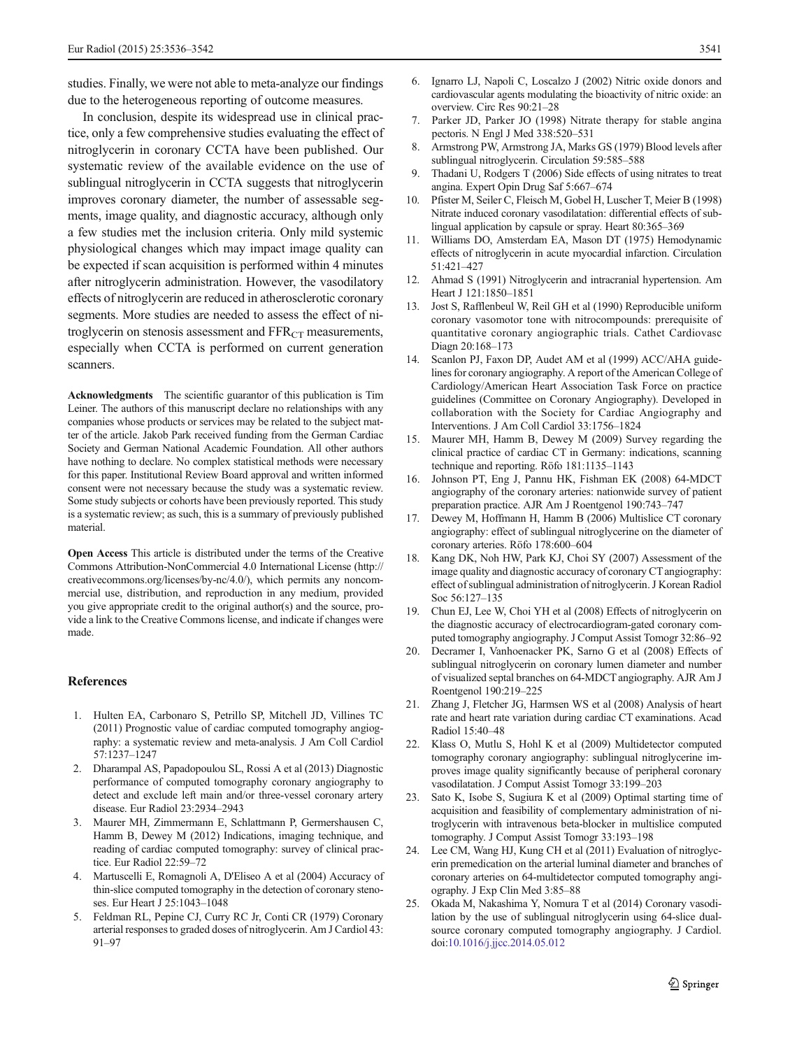studies. Finally, we were not able to meta-analyze our findings due to the heterogeneous reporting of outcome measures.

In conclusion, despite its widespread use in clinical practice, only a few comprehensive studies evaluating the effect of nitroglycerin in coronary CCTA have been published. Our systematic review of the available evidence on the use of sublingual nitroglycerin in CCTA suggests that nitroglycerin improves coronary diameter, the number of assessable segments, image quality, and diagnostic accuracy, although only a few studies met the inclusion criteria. Only mild systemic physiological changes which may impact image quality can be expected if scan acquisition is performed within 4 minutes after nitroglycerin administration. However, the vasodilatory effects of nitroglycerin are reduced in atherosclerotic coronary segments. More studies are needed to assess the effect of nitroglycerin on stenosis assessment and $FFR_{CT}$ measurements, especially when CCTA is performed on current generation scanners.

**Acknowledgments** The scientific guarantor of this publication is Tim Leiner. The authors of this manuscript declare no relationships with any companies whose products or services may be related to the subject matter of the article. Jakob Park received funding from the German Cardiac Society and German National Academic Foundation. All other authors have nothing to declare. No complex statistical methods were necessary for this paper. Institutional Review Board approval and written informed consent were not necessary because the study was a systematic review. Some study subjects or cohorts have been previously reported. This study is a systematic review; as such, this is a summary of previously published material.

**Open Access** This article is distributed under the terms of the Creative Commons Attribution-NonCommercial 4.0 International License (http://creativecommons.org/licenses/by-nc/4.0/), which permits any noncommercial use, distribution, and reproduction in any medium, provided you give appropriate credit to the original author(s) and the source, provide a link to the Creative Commons license, and indicate if changes were made.

## References

1. Hulten EA, Carbonaro S, Petrillo SP, Mitchell JD, Villines TC (2011) Prognostic value of cardiac computed tomography angiography: a systematic review and meta-analysis. J Am Coll Cardiol 57:1237–1247
2. Dharampal AS, Papadopoulou SL, Rossi A et al (2013) Diagnostic performance of computed tomography coronary angiography to detect and exclude left main and/or three-vessel coronary artery disease. Eur Radiol 23:2934–2943
3. Maurer MH, Zimmermann E, Schlattmann P, Germershausen C, Hamm B, Dewey M (2012) Indications, imaging technique, and reading of cardiac computed tomography: survey of clinical practice. Eur Radiol 22:59–72
4. Martuscelli E, Romagnoli A, D'Eliseo A et al (2004) Accuracy of thin-slice computed tomography in the detection of coronary stenoses. Eur Heart J 25:1043–1048
5. Feldman RL, Pepine CJ, Curry RC Jr, Conti CR (1979) Coronary arterial responses to graded doses of nitroglycerin. Am J Cardiol 43: 91–97
6. Ignarro LJ, Napoli C, Loscalzo J (2002) Nitric oxide donors and cardiovascular agents modulating the bioactivity of nitric oxide: an overview. Circ Res 90:21–28
7. Parker JD, Parker JO (1998) Nitrate therapy for stable angina pectoris. N Engl J Med 338:520–531
8. Armstrong PW, Armstrong JA, Marks GS (1979) Blood levels after sublingual nitroglycerin. Circulation 59:585–588
9. Thadani U, Rodgers T (2006) Side effects of using nitrates to treat angina. Expert Opin Drug Saf 5:667–674
10. Pfister M, Seiler C, Fleisch M, Gobel H, Luscher T, Meier B (1998) Nitrate induced coronary vasodilatation: differential effects of sublingual application by capsule or spray. Heart 80:365–369
11. Williams DO, Amsterdam EA, Mason DT (1975) Hemodynamic effects of nitroglycerin in acute myocardial infarction. Circulation 51:421–427
12. Ahmad S (1991) Nitroglycerin and intracranial hypertension. Am Heart J 121:1850–1851
13. Jost S, Rafflenbeul W, Reil GH et al (1990) Reproducible uniform coronary vasomotor tone with nitrocompounds: prerequisite of quantitative coronary angiographic trials. Cathet Cardiovasc Diagn 20:168–173
14. Scanlon PJ, Faxon DP, Audet AM et al (1999) ACC/AHA guidelines for coronary angiography. A report of the American College of Cardiology/American Heart Association Task Force on practice guidelines (Committee on Coronary Angiography). Developed in collaboration with the Society for Cardiac Angiography and Interventions. J Am Coll Cardiol 33:1756–1824
15. Maurer MH, Hamm B, Dewey M (2009) Survey regarding the clinical practice of cardiac CT in Germany: indications, scanning technique and reporting. Röfo 181:1135–1143
16. Johnson PT, Eng J, Pannu HK, Fishman EK (2008) 64-MDCT angiography of the coronary arteries: nationwide survey of patient preparation practice. AJR Am J Roentgenol 190:743–747
17. Dewey M, Hoffmann H, Hamm B (2006) Multislice CT coronary angiography: effect of sublingual nitroglycerine on the diameter of coronary arteries. Röfo 178:600–604
18. Kang DK, Noh HW, Park KJ, Choi SY (2007) Assessment of the image quality and diagnostic accuracy of coronary CT angiography: effect of sublingual administration of nitroglycerin. J Korean Radiol Soc 56:127–135
19. Chun EJ, Lee W, Choi YH et al (2008) Effects of nitroglycerin on the diagnostic accuracy of electrocardiogram-gated coronary computed tomography angiography. J Comput Assist Tomogr 32:86–92
20. Decramer I, Vanhoenacker PK, Sarno G et al (2008) Effects of sublingual nitroglycerin on coronary lumen diameter and number of visualized septal branches on 64-MDCT angiography. AJR Am J Roentgenol 190:219–225
21. Zhang J, Fletcher JG, Harmsen WS et al (2008) Analysis of heart rate and heart rate variation during cardiac CT examinations. Acad Radiol 15:40–48
22. Klass O, Mutlu S, Hohl K et al (2009) Multidetector computed tomography coronary angiography: sublingual nitroglycerine improves image quality significantly because of peripheral coronary vasodilatation. J Comput Assist Tomogr 33:199–203
23. Sato K, Isobe S, Sugiura K et al (2009) Optimal starting time of acquisition and feasibility of complementary administration of nitroglycerin with intravenous beta-blocker in multislice computed tomography. J Comput Assist Tomogr 33:193–198
24. Lee CM, Wang HJ, Kung CH et al (2011) Evaluation of nitroglycerin premedication on the arterial luminal diameter and branches of coronary arteries on 64-multidetector computed tomography angiography. J Exp Clin Med 3:85–88
25. Okada M, Nakashima Y, Nomura T et al (2014) Coronary vasodilation by the use of sublingual nitroglycerin using 64-slice dual-source coronary computed tomography angiography. J Cardiol. doi:10.1016/j.jjcc.2014.05.012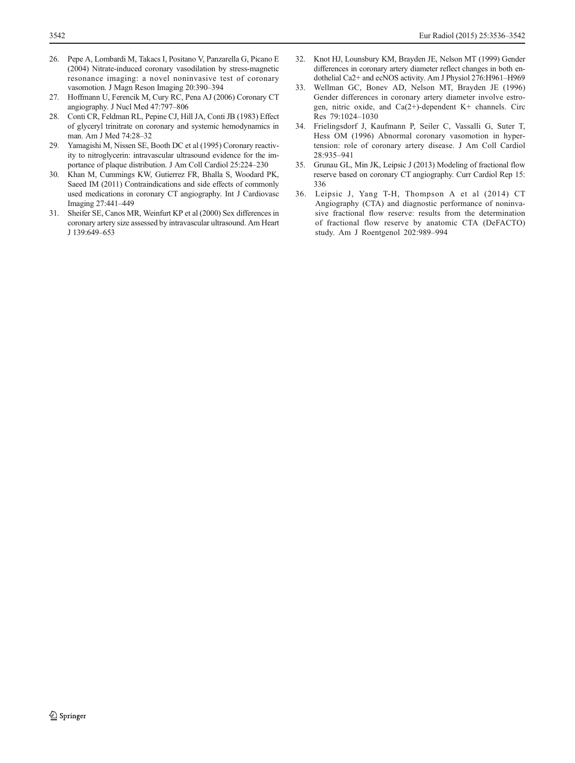26. Pepe A, Lombardi M, Takacs I, Positano V, Panzarella G, Picano E (2004) Nitrate-induced coronary vasodilation by stress-magnetic resonance imaging: a novel noninvasive test of coronary vasomotion. J Magn Reson Imaging 20:390–394
27. Hoffmann U, Ferencik M, Cury RC, Pena AJ (2006) Coronary CT angiography. J Nucl Med 47:797–806
28. Conti CR, Feldman RL, Pepine CJ, Hill JA, Conti JB (1983) Effect of glyceryl trinitrate on coronary and systemic hemodynamics in man. Am J Med 74:28–32
29. Yamagishi M, Nissen SE, Booth DC et al (1995) Coronary reactivity to nitroglycerin: intravascular ultrasound evidence for the importance of plaque distribution. J Am Coll Cardiol 25:224–230
30. Khan M, Cummings KW, Gutierrez FR, Bhalla S, Woodard PK, Saeed IM (2011) Contraindications and side effects of commonly used medications in coronary CT angiography. Int J Cardiovasc Imaging 27:441–449
31. Sheifer SE, Canos MR, Weinfurt KP et al (2000) Sex differences in coronary artery size assessed by intravascular ultrasound. Am Heart J 139:649–653
32. Knot HJ, Lounsbury KM, Brayden JE, Nelson MT (1999) Gender differences in coronary artery diameter reflect changes in both endothelial Ca2+ and ecNOS activity. Am J Physiol 276:H961–H969
33. Wellman GC, Bonev AD, Nelson MT, Brayden JE (1996) Gender differences in coronary artery diameter involve estrogen, nitric oxide, and Ca(2+)-dependent K+ channels. Circ Res 79:1024–1030
34. Frielingsdorf J, Kaufmann P, Seiler C, Vassalli G, Suter T, Hess OM (1996) Abnormal coronary vasomotion in hypertension: role of coronary artery disease. J Am Coll Cardiol 28:935–941
35. Grunau GL, Min JK, Leipsic J (2013) Modeling of fractional flow reserve based on coronary CT angiography. Curr Cardiol Rep 15: 336
36. Leipsic J, Yang T-H, Thompson A et al (2014) CT Angiography (CTA) and diagnostic performance of noninvasive fractional flow reserve: results from the determination of fractional flow reserve by anatomic CTA (DeFACTO) study. Am J Roentgenol 202:989–994